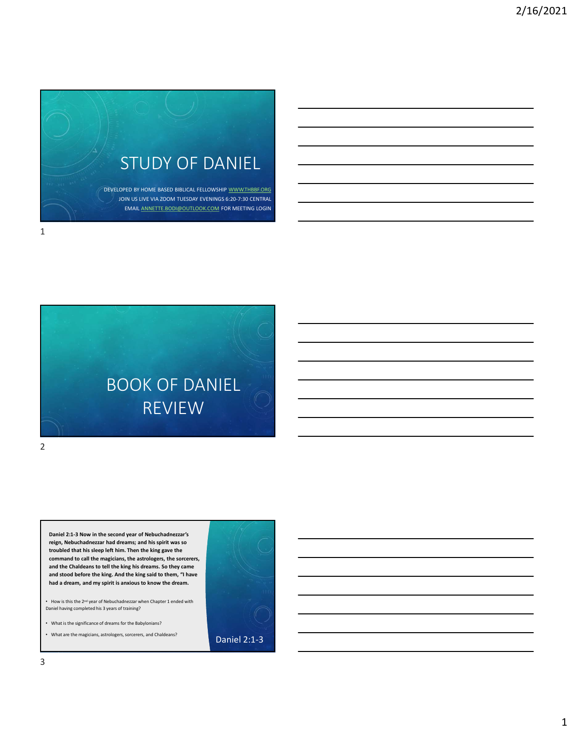# STUDY OF DANIEL

DEVELOPED BY HOME BASED BIBLICAL FELLOWSHIP WWW.THBBF.ORG
JOIN US LIVE VIA ZOOM TUESDAY EVENINGS 6:20-7:30 CENTRAL
EMAIL ANNETTE.BODI@OUTLOOK.COM FOR MEETING LOGIN

# BOOK OF DANIEL REVIEW

## Daniel 2:1-3

**Daniel 2:1-3 Now in the second year of Nebuchadnezzar's reign, Nebuchadnezzar had dreams; and his spirit was so troubled that his sleep left him. Then the king gave the command to call the magicians, the astrologers, the sorcerers, and the Chaldeans to tell the king his dreams. So they came and stood before the king. And the king said to them, "I have had a dream, and my spirit is anxious to know the dream.**

- How is this the 2nd year of Nebuchadnezzar when Chapter 1 ended with Daniel having completed his 3 years of training?
- What is the significance of dreams for the Babylonians?
- What are the magicians, astrologers, sorcerers, and Chaldeans?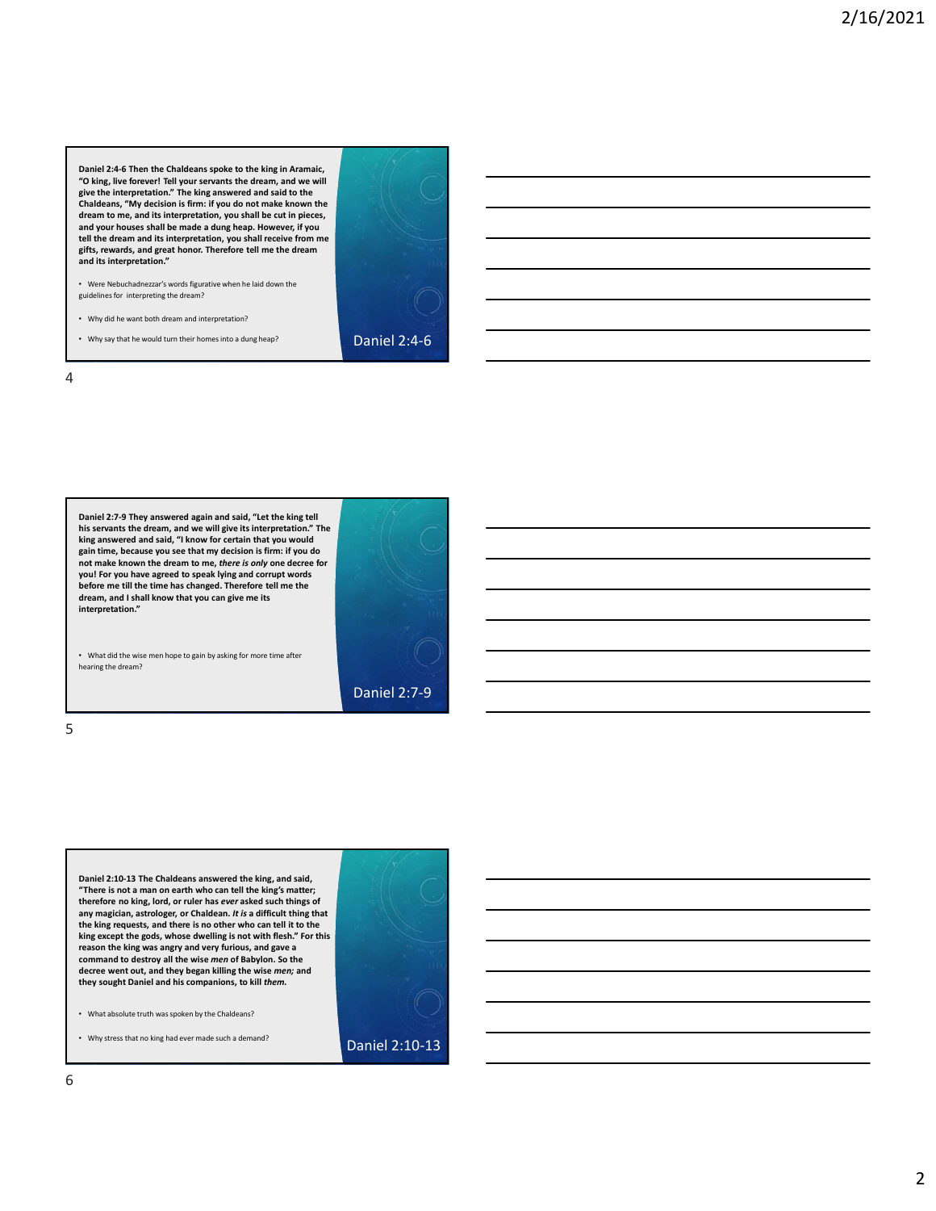**Daniel 2:4-6 Then the Chaldeans spoke to the king in Aramaic, "O king, live forever! Tell your servants the dream, and we will give the interpretation." The king answered and said to the Chaldeans, "My decision is firm: if you do not make known the dream to me, and its interpretation, you shall be cut in pieces, and your houses shall be made a dung heap. However, if you tell the dream and its interpretation, you shall receive from me gifts, rewards, and great honor. Therefore tell me the dream and its interpretation."**

- Were Nebuchadnezzar's words figurative when he laid down the guidelines for interpreting the dream?
- Why did he want both dream and interpretation?
- Why say that he would turn their homes into a dung heap?

Daniel 2:4-6

**Daniel 2:7-9 They answered again and said, "Let the king tell his servants the dream, and we will give its interpretation." The king answered and said, "I know for certain that you would gain time, because you see that my decision is firm: if you do not make known the dream to me, *there is only* one decree for you! For you have agreed to speak lying and corrupt words before me till the time has changed. Therefore tell me the dream, and I shall know that you can give me its interpretation."**

- What did the wise men hope to gain by asking for more time after hearing the dream?

Daniel 2:7-9

**Daniel 2:10-13 The Chaldeans answered the king, and said, "There is not a man on earth who can tell the king's matter; therefore no king, lord, or ruler has *ever* asked such things of any magician, astrologer, or Chaldean. *It is* a difficult thing that the king requests, and there is no other who can tell it to the king except the gods, whose dwelling is not with flesh." For this reason the king was angry and very furious, and gave a command to destroy all the wise *men* of Babylon. So the decree went out, and they began killing the wise *men;* and they sought Daniel and his companions, to kill *them.***

- What absolute truth was spoken by the Chaldeans?
- Why stress that no king had ever made such a demand?

Daniel 2:10-13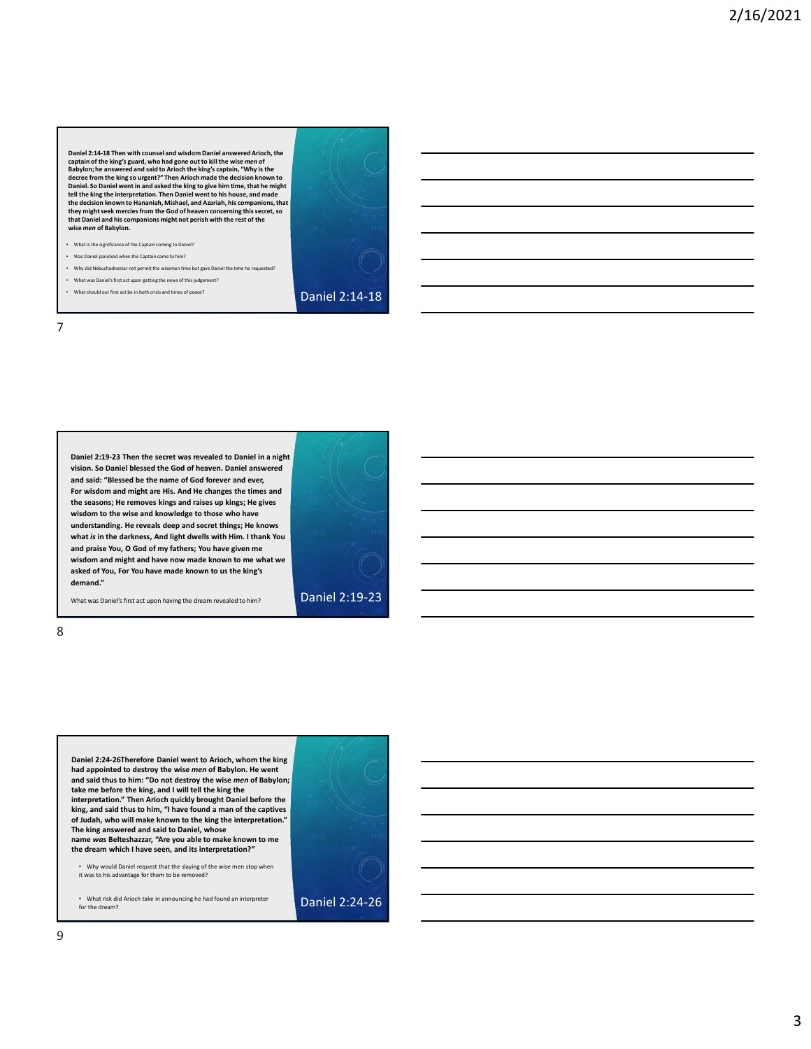**Daniel 2:14-18 Then with counsel and wisdom Daniel answered Arioch, the captain of the king's guard, who had gone out to kill the wise *men* of Babylon; he answered and said to Arioch the king's captain, "Why is the decree from the king so urgent?" Then Arioch made the decision known to Daniel. So Daniel went in and asked the king to give him time, that he might tell the king the interpretation. Then Daniel went to his house, and made the decision known to Hananiah, Mishael, and Azariah, his companions, that they might seek mercies from the God of heaven concerning this secret, so that Daniel and his companions might not perish with the rest of the wise *men* of Babylon.**

- What is the significance of the Captain coming to Daniel?
- Was Daniel panicked when the Captain came to him?
- Why did Nebuchadnezzar not permit the wisemen time but gave Daniel the time he requested?
- What was Daniel's first act upon getting the news of this judgement?
- What should our first act be in both crisis and times of peace?

Daniel 2:14-18

**Daniel 2:19-23 Then the secret was revealed to Daniel in a night vision. So Daniel blessed the God of heaven. Daniel answered and said: "Blessed be the name of God forever and ever, For wisdom and might are His. And He changes the times and the seasons; He removes kings and raises up kings; He gives wisdom to the wise and knowledge to those who have understanding. He reveals deep and secret things; He knows what *is* in the darkness, And light dwells with Him. I thank You and praise You, O God of my fathers; You have given me wisdom and might and have now made known to me what we asked of You, For You have made known to us the king's demand."**

What was Daniel's first act upon having the dream revealed to him?

Daniel 2:19-23

**Daniel 2:24-26Therefore Daniel went to Arioch, whom the king had appointed to destroy the wise *men* of Babylon. He went and said thus to him: "Do not destroy the wise *men* of Babylon; take me before the king, and I will tell the king the interpretation." Then Arioch quickly brought Daniel before the king, and said thus to him, "I have found a man of the captives of Judah, who will make known to the king the interpretation." The king answered and said to Daniel, whose name *was* Belteshazzar, "Are you able to make known to me the dream which I have seen, and its interpretation?"**

- Why would Daniel request that the slaying of the wise men stop when it was to his advantage for them to be removed?
- What risk did Arioch take in announcing he had found an interpreter for the dream?

Daniel 2:24-26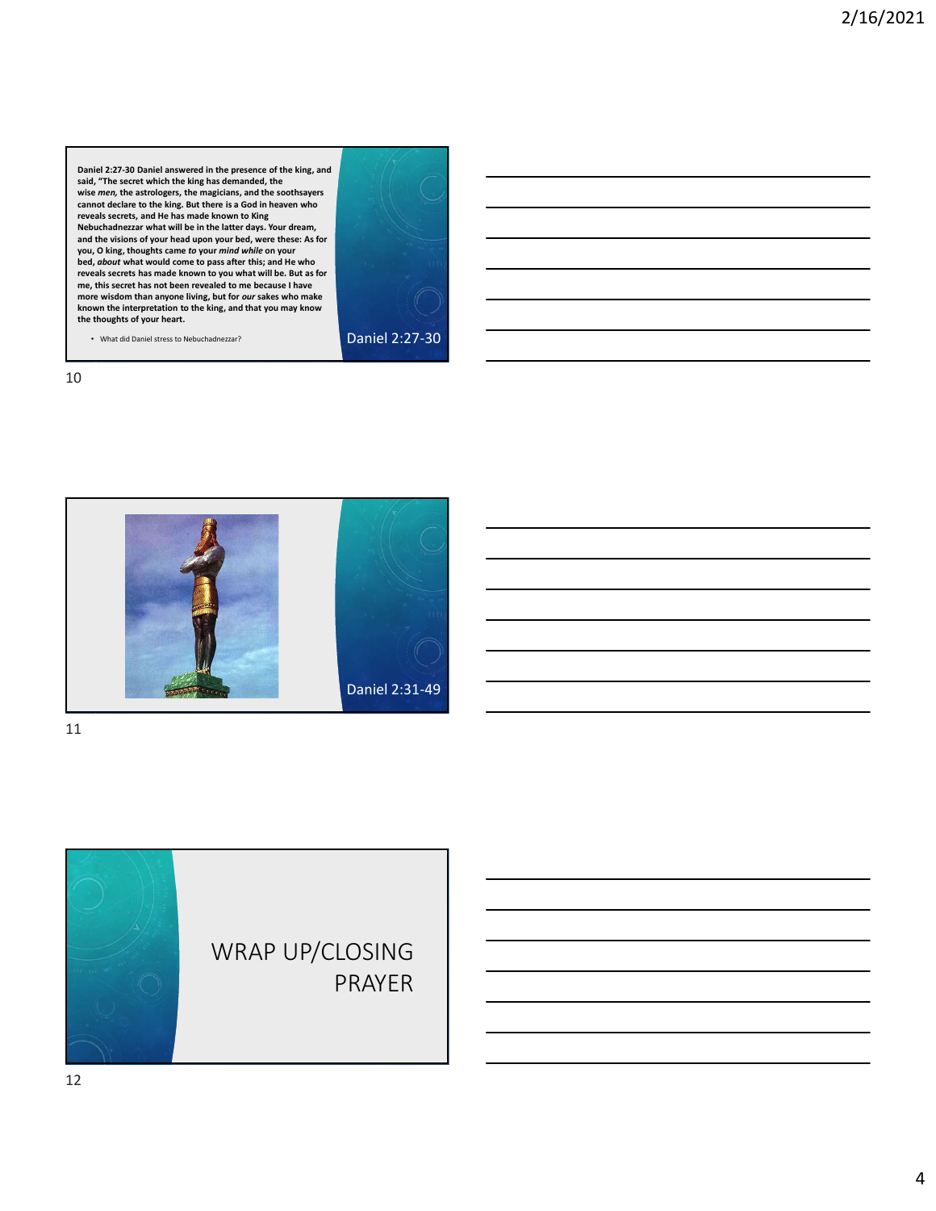**Daniel 2:27-30 Daniel answered in the presence of the king, and said, "The secret which the king has demanded, the wise *men,* the astrologers, the magicians, and the soothsayers cannot declare to the king. But there is a God in heaven who reveals secrets, and He has made known to King Nebuchadnezzar what will be in the latter days. Your dream, and the visions of your head upon your bed, were these: As for you, O king, thoughts came *to* your *mind while* on your bed, *about* what would come to pass after this; and He who reveals secrets has made known to you what will be. But as for me, this secret has not been revealed to me because I have more wisdom than anyone living, but for *our* sakes who make known the interpretation to the king, and that you may know the thoughts of your heart.**

- What did Daniel stress to Nebuchadnezzar?

Daniel 2:27-30

Daniel 2:31-49

WRAP UP/CLOSING PRAYER